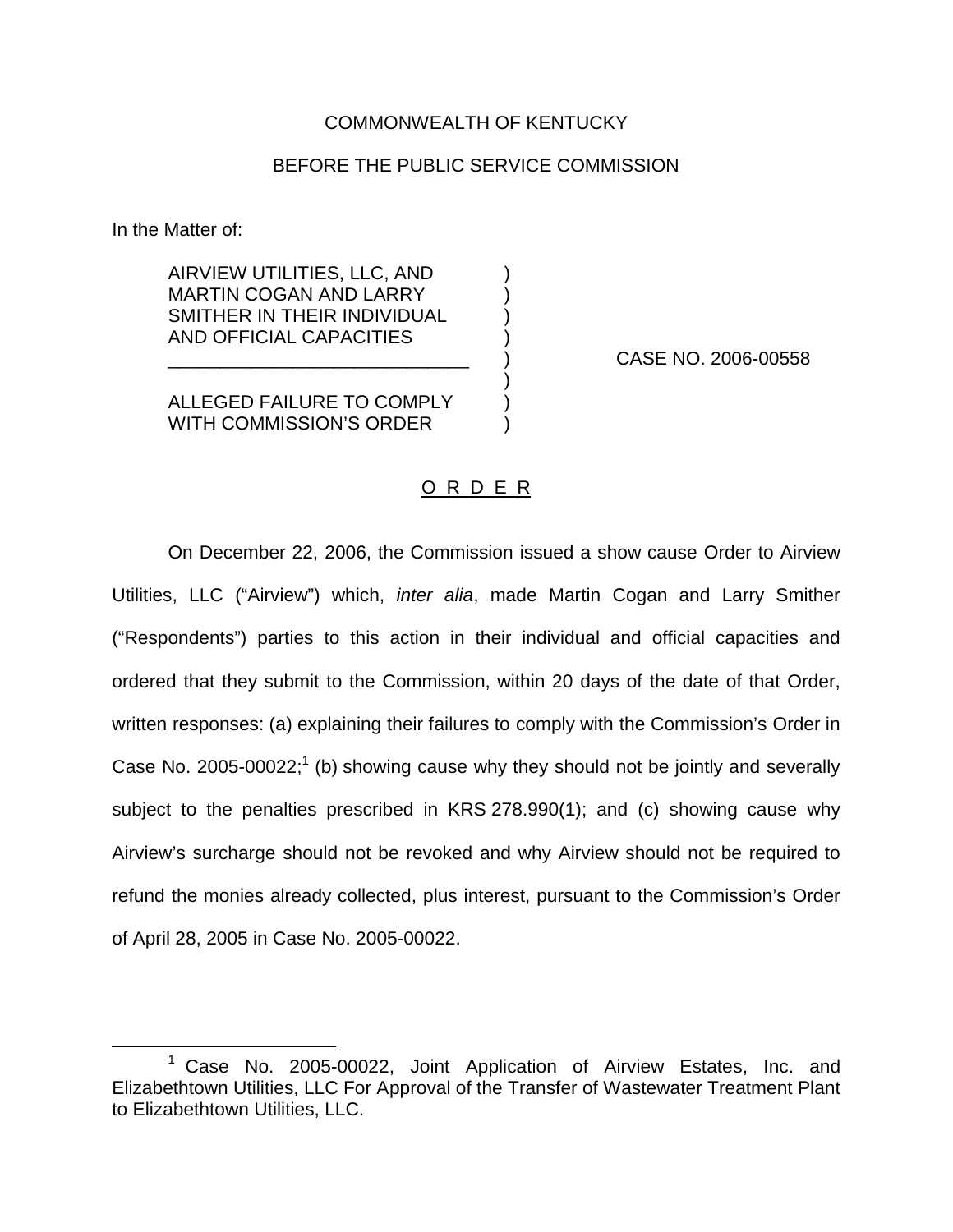COMMONWEALTH OF KENTUCKY

BEFORE THE PUBLIC SERVICE COMMISSION

In the Matter of:

| | | |
|---|---|---|
| AIRVIEW UTILITIES, LLC, AND MARTIN COGAN AND LARRY SMITHER IN THEIR INDIVIDUAL AND OFFICIAL CAPACITIES | ) | CASE NO. 2006-00558 |
| ALLEGED FAILURE TO COMPLY WITH COMMISSION'S ORDER | ) | |

## O R D E R

On December 22, 2006, the Commission issued a show cause Order to Airview Utilities, LLC ("Airview") which, *inter alia*, made Martin Cogan and Larry Smither ("Respondents") parties to this action in their individual and official capacities and ordered that they submit to the Commission, within 20 days of the date of that Order, written responses: (a) explaining their failures to comply with the Commission's Order in Case No. 2005-00022;[1] (b) showing cause why they should not be jointly and severally subject to the penalties prescribed in KRS 278.990(1); and (c) showing cause why Airview's surcharge should not be revoked and why Airview should not be required to refund the monies already collected, plus interest, pursuant to the Commission's Order of April 28, 2005 in Case No. 2005-00022.

[1] Case No. 2005-00022, Joint Application of Airview Estates, Inc. and Elizabethtown Utilities, LLC For Approval of the Transfer of Wastewater Treatment Plant to Elizabethtown Utilities, LLC.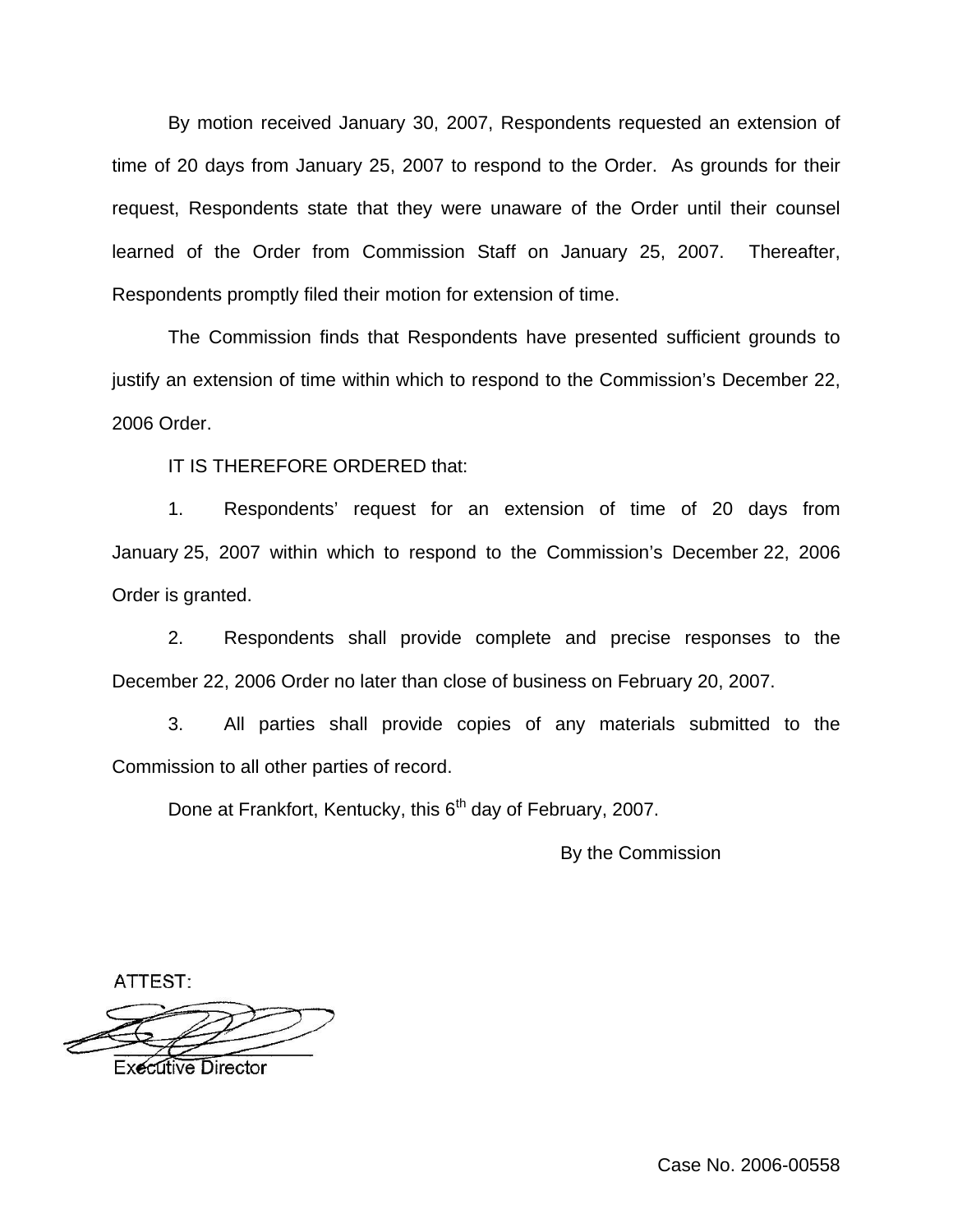By motion received January 30, 2007, Respondents requested an extension of time of 20 days from January 25, 2007 to respond to the Order. As grounds for their request, Respondents state that they were unaware of the Order until their counsel learned of the Order from Commission Staff on January 25, 2007. Thereafter, Respondents promptly filed their motion for extension of time.

The Commission finds that Respondents have presented sufficient grounds to justify an extension of time within which to respond to the Commission's December 22, 2006 Order.

IT IS THEREFORE ORDERED that:

1. Respondents' request for an extension of time of 20 days from January 25, 2007 within which to respond to the Commission's December 22, 2006 Order is granted.

2. Respondents shall provide complete and precise responses to the December 22, 2006 Order no later than close of business on February 20, 2007.

3. All parties shall provide copies of any materials submitted to the Commission to all other parties of record.

Done at Frankfort, Kentucky, this 6th day of February, 2007.

By the Commission

ATTEST:

Executive Director

Case No. 2006-00558